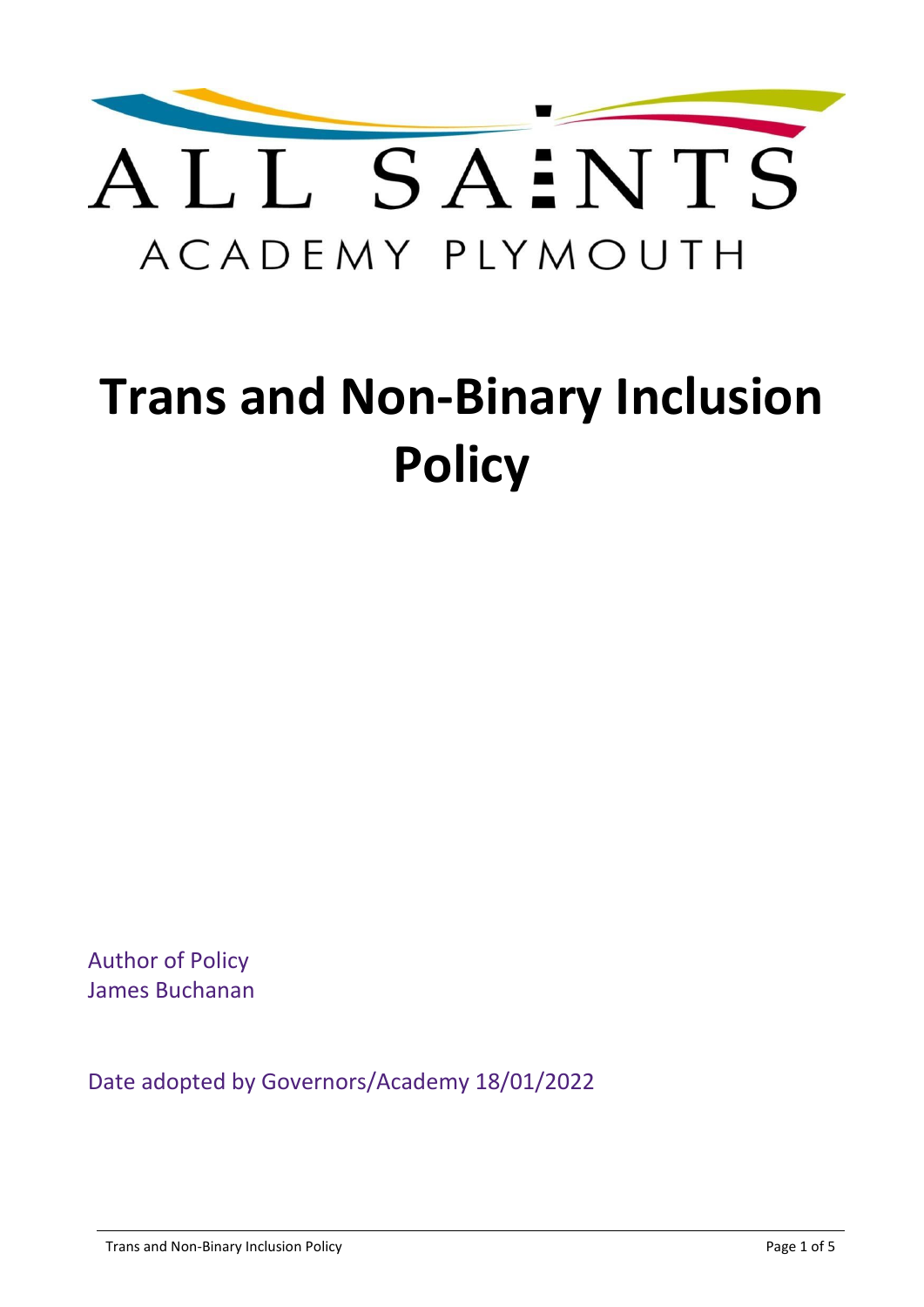ALL SAINTS

ACADEMY PLYMOUTH

# Trans and Non-Binary Inclusion Policy

Author of Policy
James Buchanan

Date adopted by Governors/Academy 18/01/2022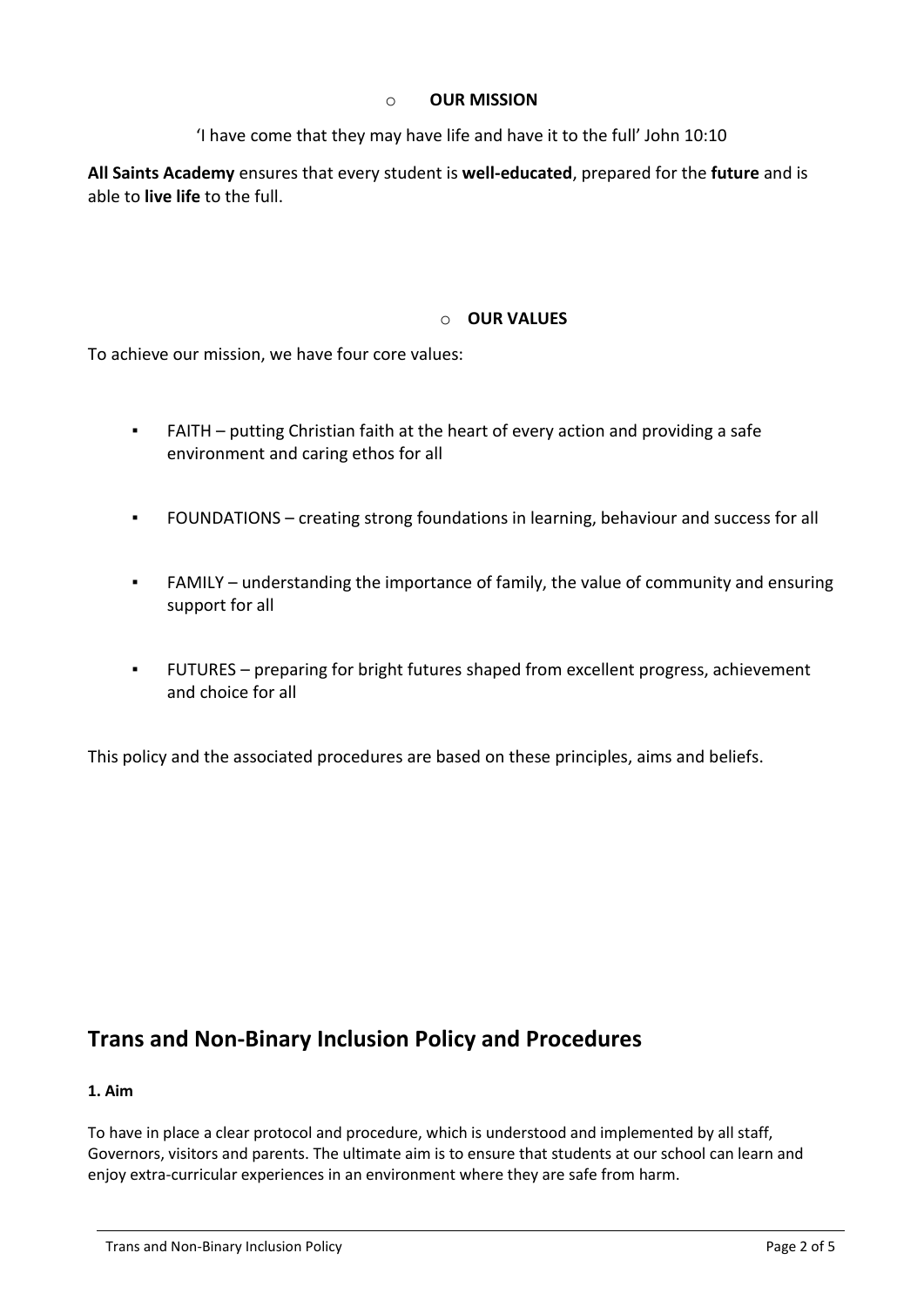## OUR MISSION

'I have come that they may have life and have it to the full' John 10:10

**All Saints Academy** ensures that every student is **well-educated**, prepared for the **future** and is able to **live life** to the full.

## OUR VALUES

To achieve our mission, we have four core values:

- FAITH – putting Christian faith at the heart of every action and providing a safe environment and caring ethos for all
- FOUNDATIONS – creating strong foundations in learning, behaviour and success for all
- FAMILY – understanding the importance of family, the value of community and ensuring support for all
- FUTURES – preparing for bright futures shaped from excellent progress, achievement and choice for all

This policy and the associated procedures are based on these principles, aims and beliefs.

# Trans and Non-Binary Inclusion Policy and Procedures

**1. Aim**

To have in place a clear protocol and procedure, which is understood and implemented by all staff, Governors, visitors and parents. The ultimate aim is to ensure that students at our school can learn and enjoy extra-curricular experiences in an environment where they are safe from harm.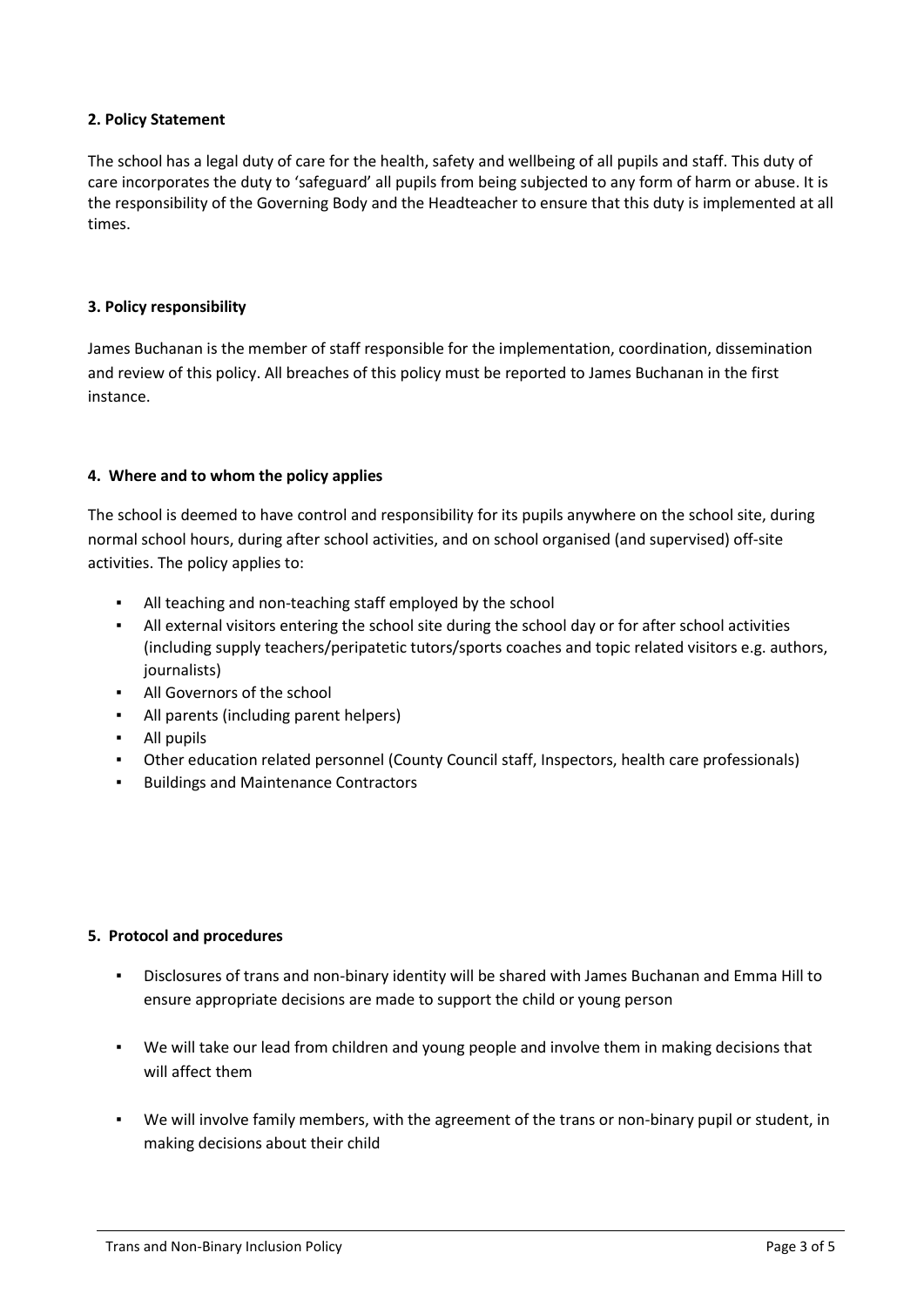## 2. Policy Statement

The school has a legal duty of care for the health, safety and wellbeing of all pupils and staff. This duty of care incorporates the duty to 'safeguard' all pupils from being subjected to any form of harm or abuse. It is the responsibility of the Governing Body and the Headteacher to ensure that this duty is implemented at all times.

## 3. Policy responsibility

James Buchanan is the member of staff responsible for the implementation, coordination, dissemination and review of this policy. All breaches of this policy must be reported to James Buchanan in the first instance.

## 4. Where and to whom the policy applies

The school is deemed to have control and responsibility for its pupils anywhere on the school site, during normal school hours, during after school activities, and on school organised (and supervised) off-site activities. The policy applies to:

- All teaching and non-teaching staff employed by the school
- All external visitors entering the school site during the school day or for after school activities (including supply teachers/peripatetic tutors/sports coaches and topic related visitors e.g. authors, journalists)
- All Governors of the school
- All parents (including parent helpers)
- All pupils
- Other education related personnel (County Council staff, Inspectors, health care professionals)
- Buildings and Maintenance Contractors

## 5. Protocol and procedures

- Disclosures of trans and non-binary identity will be shared with James Buchanan and Emma Hill to ensure appropriate decisions are made to support the child or young person
- We will take our lead from children and young people and involve them in making decisions that will affect them
- We will involve family members, with the agreement of the trans or non-binary pupil or student, in making decisions about their child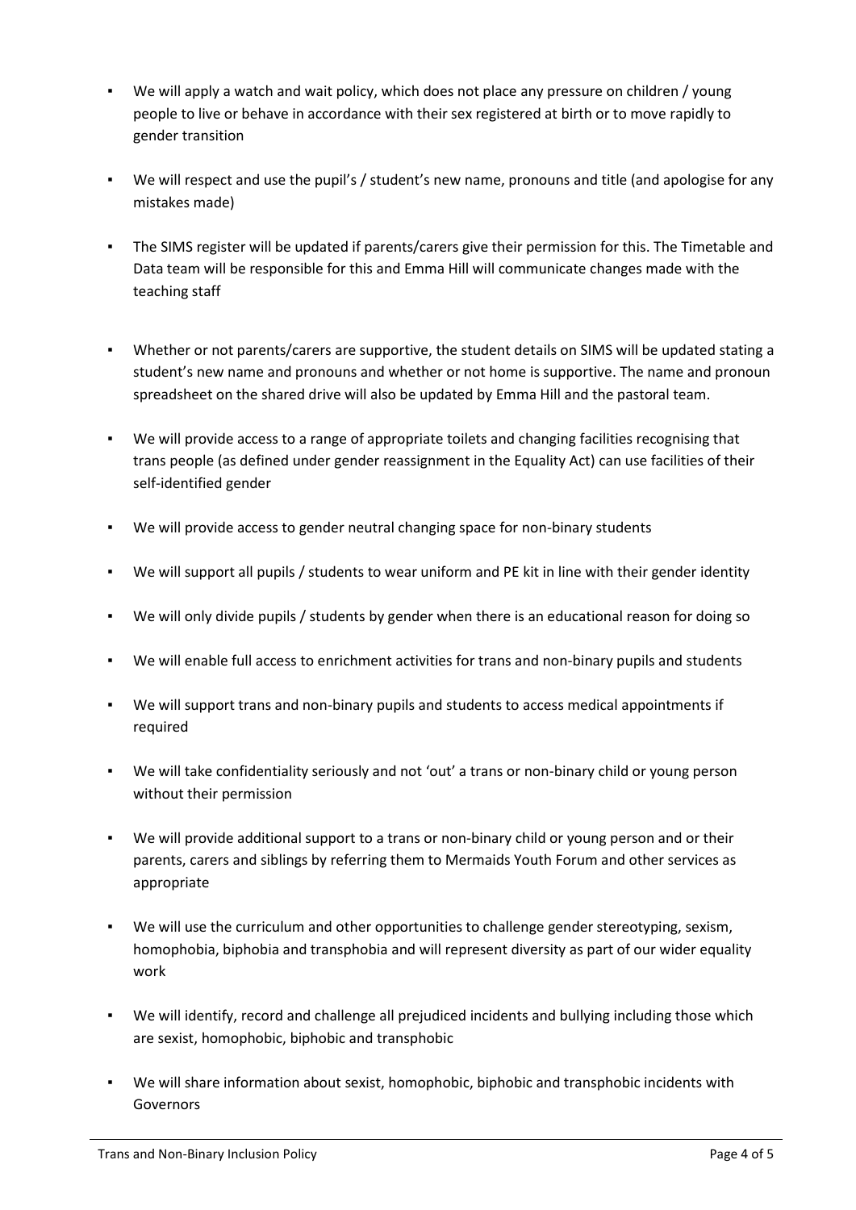- We will apply a watch and wait policy, which does not place any pressure on children / young people to live or behave in accordance with their sex registered at birth or to move rapidly to gender transition

- We will respect and use the pupil's / student's new name, pronouns and title (and apologise for any mistakes made)

- The SIMS register will be updated if parents/carers give their permission for this. The Timetable and Data team will be responsible for this and Emma Hill will communicate changes made with the teaching staff

- Whether or not parents/carers are supportive, the student details on SIMS will be updated stating a student's new name and pronouns and whether or not home is supportive. The name and pronoun spreadsheet on the shared drive will also be updated by Emma Hill and the pastoral team.

- We will provide access to a range of appropriate toilets and changing facilities recognising that trans people (as defined under gender reassignment in the Equality Act) can use facilities of their self-identified gender

- We will provide access to gender neutral changing space for non-binary students

- We will support all pupils / students to wear uniform and PE kit in line with their gender identity

- We will only divide pupils / students by gender when there is an educational reason for doing so

- We will enable full access to enrichment activities for trans and non-binary pupils and students

- We will support trans and non-binary pupils and students to access medical appointments if required

- We will take confidentiality seriously and not 'out' a trans or non-binary child or young person without their permission

- We will provide additional support to a trans or non-binary child or young person and or their parents, carers and siblings by referring them to Mermaids Youth Forum and other services as appropriate

- We will use the curriculum and other opportunities to challenge gender stereotyping, sexism, homophobia, biphobia and transphobia and will represent diversity as part of our wider equality work

- We will identify, record and challenge all prejudiced incidents and bullying including those which are sexist, homophobic, biphobic and transphobic

- We will share information about sexist, homophobic, biphobic and transphobic incidents with Governors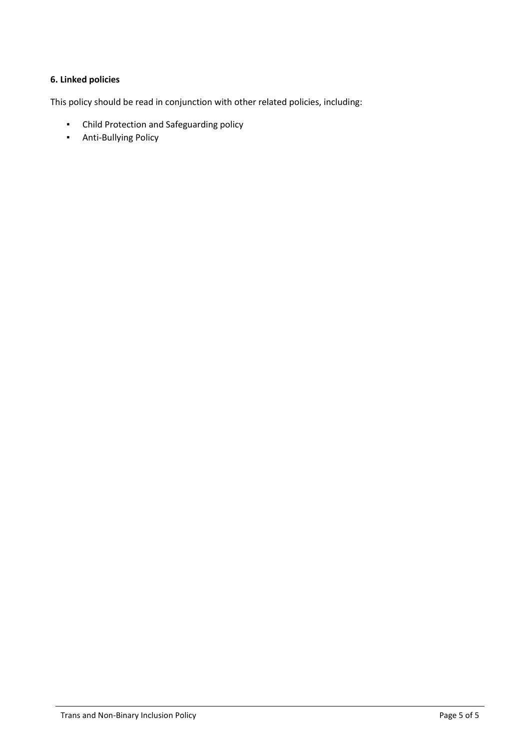**6. Linked policies**

This policy should be read in conjunction with other related policies, including:

- Child Protection and Safeguarding policy
- Anti-Bullying Policy